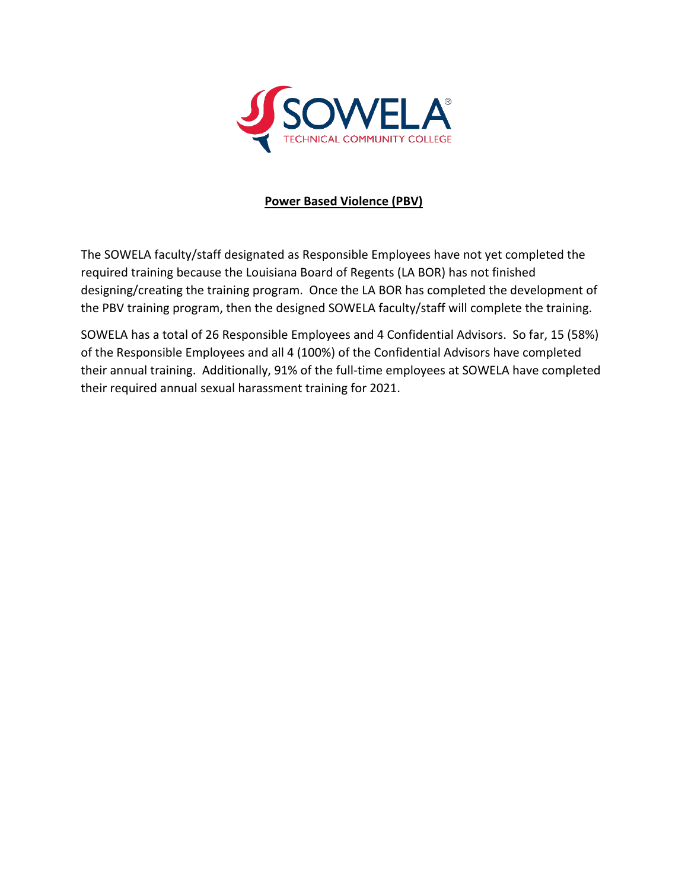**SOWELA**
TECHNICAL COMMUNITY COLLEGE

## Power Based Violence (PBV)

The SOWELA faculty/staff designated as Responsible Employees have not yet completed the required training because the Louisiana Board of Regents (LA BOR) has not finished designing/creating the training program. Once the LA BOR has completed the development of the PBV training program, then the designed SOWELA faculty/staff will complete the training.

SOWELA has a total of 26 Responsible Employees and 4 Confidential Advisors. So far, 15 (58%) of the Responsible Employees and all 4 (100%) of the Confidential Advisors have completed their annual training. Additionally, 91% of the full-time employees at SOWELA have completed their required annual sexual harassment training for 2021.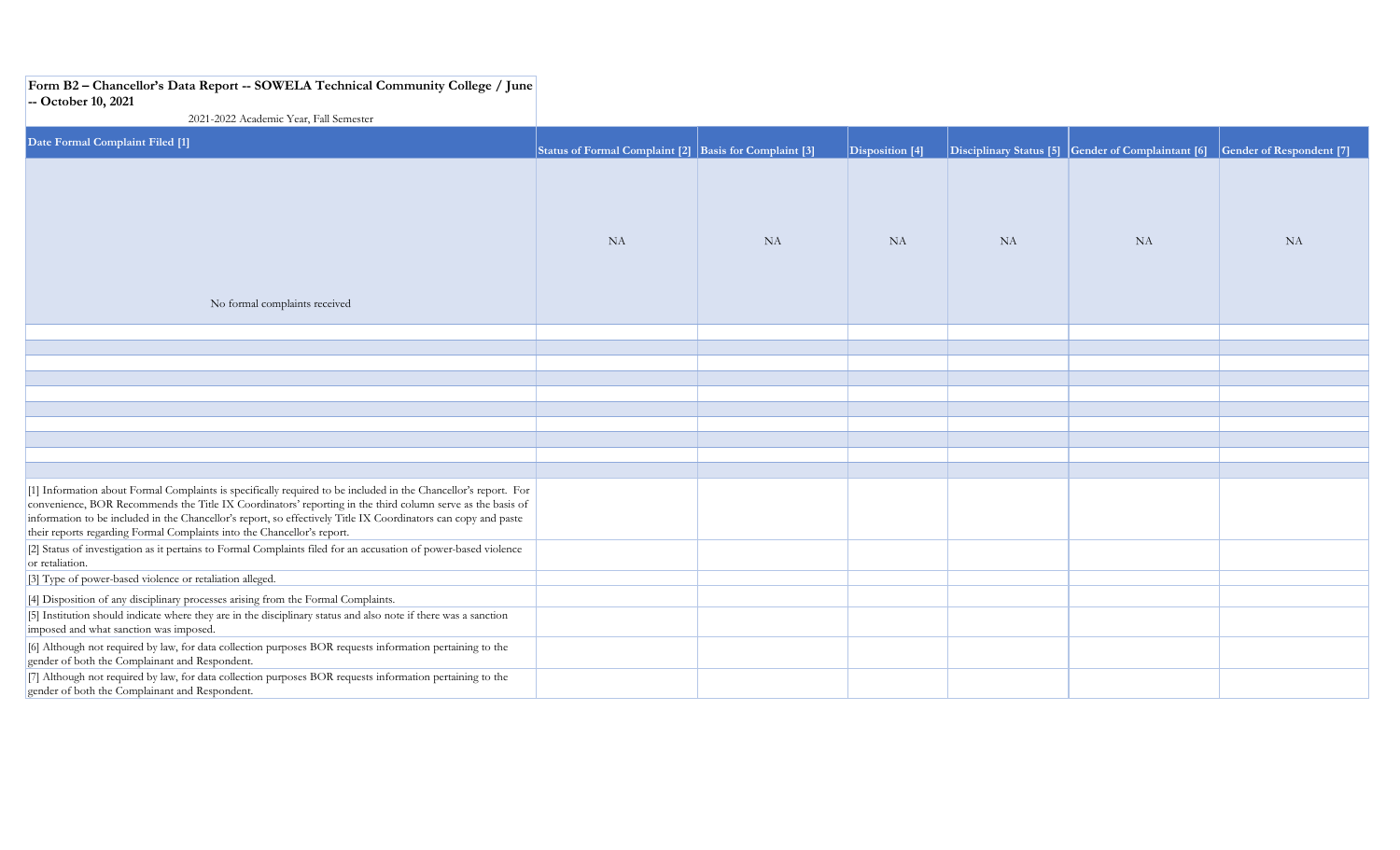**Form B2 – Chancellor's Data Report -- SOWELA Technical Community College / June -- October 10, 2021**

2021-2022 Academic Year, Fall Semester

| Date Formal Complaint Filed [1] | Status of Formal Complaint [2] | Basis for Complaint [3] | Disposition [4] | Disciplinary Status [5] | Gender of Complaintant [6] | Gender of Respondent [7] |
|---|---|---|---|---|---|---|
| No formal complaints received | NA | NA | NA | NA | NA | NA |
| | | | | | | |
| | | | | | | |
| | | | | | | |
| | | | | | | |
| | | | | | | |
| | | | | | | |
| | | | | | | |
| | | | | | | |
| | | | | | | |
| | | | | | | |
| [1] Information about Formal Complaints is specifically required to be included in the Chancellor's report. For convenience, BOR Recommends the Title IX Coordinators' reporting in the third column serve as the basis of information to be included in the Chancellor's report, so effectively Title IX Coordinators can copy and paste their reports regarding Formal Complaints into the Chancellor's report. | | | | | | |
| [2] Status of investigation as it pertains to Formal Complaints filed for an accusation of power-based violence or retaliation. | | | | | | |
| [3] Type of power-based violence or retaliation alleged. | | | | | | |
| [4] Disposition of any disciplinary processes arising from the Formal Complaints. | | | | | | |
| [5] Institution should indicate where they are in the disciplinary status and also note if there was a sanction imposed and what sanction was imposed. | | | | | | |
| [6] Although not required by law, for data collection purposes BOR requests information pertaining to the gender of both the Complainant and Respondent. | | | | | | |
| [7] Although not required by law, for data collection purposes BOR requests information pertaining to the gender of both the Complainant and Respondent. | | | | | | |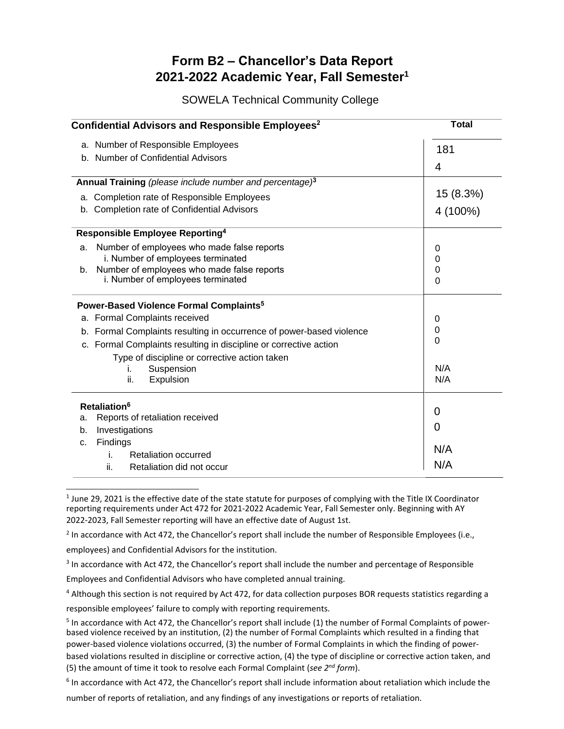# Form B2 – Chancellor's Data Report
## 2021-2022 Academic Year, Fall Semester[1]

SOWELA Technical Community College

| Confidential Advisors and Responsible Employees[2] | Total |
|---|---|
| a. Number of Responsible Employees | 181 |
| b. Number of Confidential Advisors | 4 |
| **Annual Training** *(please include number and percentage)*[3] | |
| a. Completion rate of Responsible Employees | 15 (8.3%) |
| b. Completion rate of Confidential Advisors | 4 (100%) |
| **Responsible Employee Reporting**[4] | |
| a. Number of employees who made false reports | 0 |
| i. Number of employees terminated | 0 |
| b. Number of employees who made false reports | 0 |
| i. Number of employees terminated | 0 |
| **Power-Based Violence Formal Complaints**[5] | |
| a. Formal Complaints received | 0 |
| b. Formal Complaints resulting in occurrence of power-based violence | 0 |
| c. Formal Complaints resulting in discipline or corrective action | 0 |
| Type of discipline or corrective action taken | |
| i. Suspension | N/A |
| ii. Expulsion | N/A |
| **Retaliation**[6] | |
| a. Reports of retaliation received | 0 |
| b. Investigations | 0 |
| c. Findings | |
| i. Retaliation occurred | N/A |
| ii. Retaliation did not occur | N/A |

---

[1] June 29, 2021 is the effective date of the state statute for purposes of complying with the Title IX Coordinator reporting requirements under Act 472 for 2021-2022 Academic Year, Fall Semester only. Beginning with AY 2022-2023, Fall Semester reporting will have an effective date of August 1st.

[2] In accordance with Act 472, the Chancellor's report shall include the number of Responsible Employees (i.e., employees) and Confidential Advisors for the institution.

[3] In accordance with Act 472, the Chancellor's report shall include the number and percentage of Responsible Employees and Confidential Advisors who have completed annual training.

[4] Although this section is not required by Act 472, for data collection purposes BOR requests statistics regarding a responsible employees' failure to comply with reporting requirements.

[5] In accordance with Act 472, the Chancellor's report shall include (1) the number of Formal Complaints of power-based violence received by an institution, (2) the number of Formal Complaints which resulted in a finding that power-based violence violations occurred, (3) the number of Formal Complaints in which the finding of power-based violations resulted in discipline or corrective action, (4) the type of discipline or corrective action taken, and (5) the amount of time it took to resolve each Formal Complaint (*see 2nd form*).

[6] In accordance with Act 472, the Chancellor's report shall include information about retaliation which include the number of reports of retaliation, and any findings of any investigations or reports of retaliation.